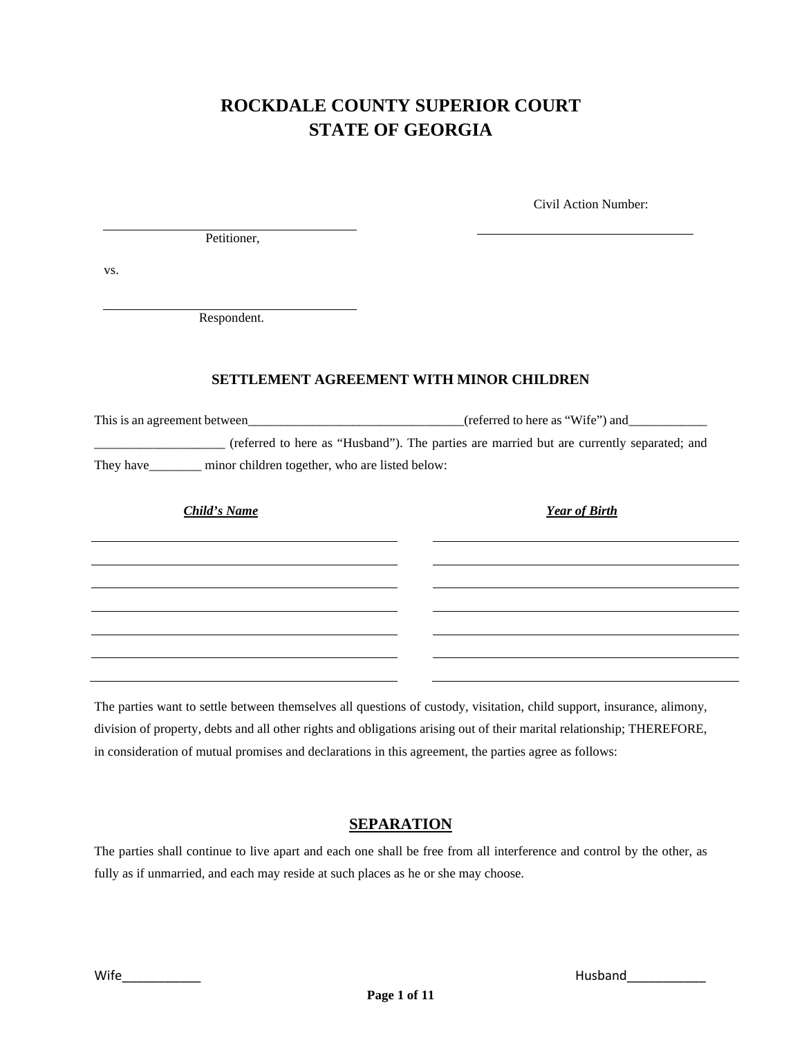# ROCKDALE COUNTY SUPERIOR COURT
# STATE OF GEORGIA

Civil Action Number: ______________________________

______________________________
Petitioner,

vs.

______________________________
Respondent.

## SETTLEMENT AGREEMENT WITH MINOR CHILDREN

This is an agreement between_________________________________(referred to here as "Wife") and____________ ____________________ (referred to here as "Husband"). The parties are married but are currently separated; and They have________ minor children together, who are listed below:

| ***Child's Name*** | ***Year of Birth*** |
|---|---|
| | |
| | |
| | |
| | |
| | |
| | |
| | |

The parties want to settle between themselves all questions of custody, visitation, child support, insurance, alimony, division of property, debts and all other rights and obligations arising out of their marital relationship; THEREFORE, in consideration of mutual promises and declarations in this agreement, the parties agree as follows:

## SEPARATION

The parties shall continue to live apart and each one shall be free from all interference and control by the other, as fully as if unmarried, and each may reside at such places as he or she may choose.

Wife___________ Husband___________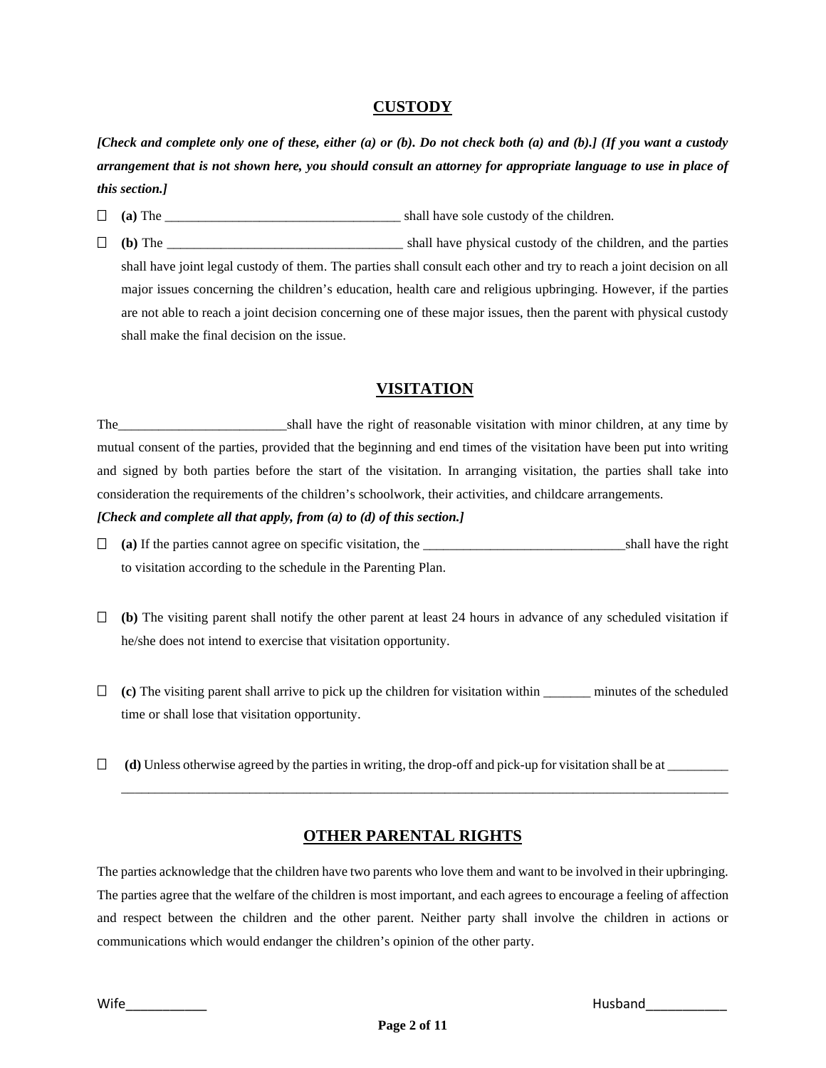## CUSTODY

***[Check and complete only one of these, either (a) or (b). Do not check both (a) and (b).] (If you want a custody arrangement that is not shown here, you should consult an attorney for appropriate language to use in place of this section.]***

- ☐ **(a)** The ___________________________________ shall have sole custody of the children.
- ☐ **(b)** The ___________________________________ shall have physical custody of the children, and the parties shall have joint legal custody of them. The parties shall consult each other and try to reach a joint decision on all major issues concerning the children's education, health care and religious upbringing. However, if the parties are not able to reach a joint decision concerning one of these major issues, then the parent with physical custody shall make the final decision on the issue.

## VISITATION

The_________________________shall have the right of reasonable visitation with minor children, at any time by mutual consent of the parties, provided that the beginning and end times of the visitation have been put into writing and signed by both parties before the start of the visitation. In arranging visitation, the parties shall take into consideration the requirements of the children's schoolwork, their activities, and childcare arrangements.

***[Check and complete all that apply, from (a) to (d) of this section.]***

- ☐ **(a)** If the parties cannot agree on specific visitation, the ______________________________shall have the right to visitation according to the schedule in the Parenting Plan.

- ☐ **(b)** The visiting parent shall notify the other parent at least 24 hours in advance of any scheduled visitation if he/she does not intend to exercise that visitation opportunity.

- ☐ **(c)** The visiting parent shall arrive to pick up the children for visitation within _______ minutes of the scheduled time or shall lose that visitation opportunity.

- ☐ **(d)** Unless otherwise agreed by the parties in writing, the drop-off and pick-up for visitation shall be at _________
  ____________________________________________________________________________________________

## OTHER PARENTAL RIGHTS

The parties acknowledge that the children have two parents who love them and want to be involved in their upbringing. The parties agree that the welfare of the children is most important, and each agrees to encourage a feeling of affection and respect between the children and the other parent. Neither party shall involve the children in actions or communications which would endanger the children's opinion of the other party.

Wife___________ Husband___________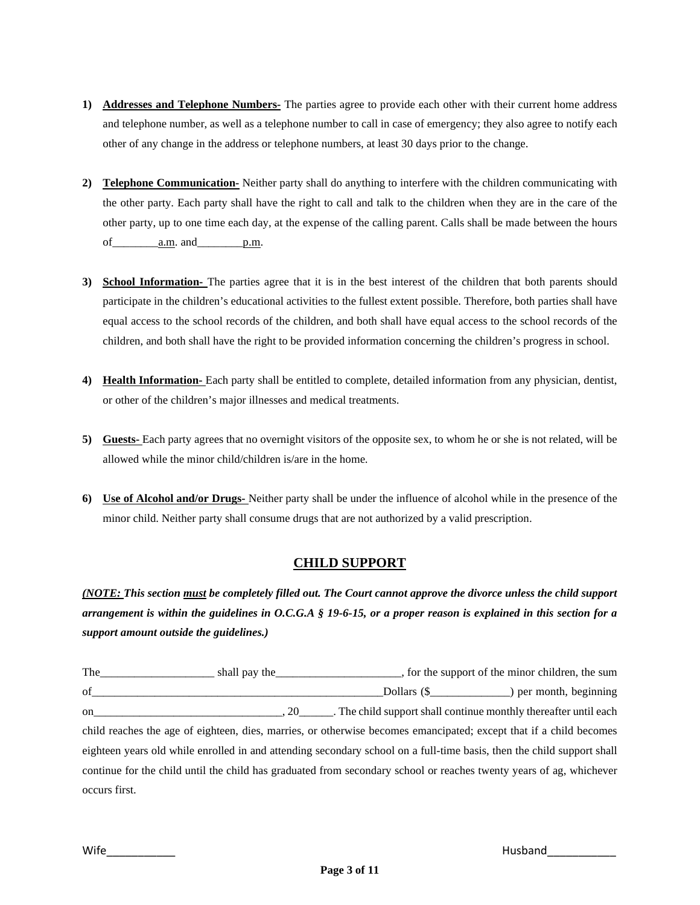1) **Addresses and Telephone Numbers-** The parties agree to provide each other with their current home address and telephone number, as well as a telephone number to call in case of emergency; they also agree to notify each other of any change in the address or telephone numbers, at least 30 days prior to the change.

2) **Telephone Communication-** Neither party shall do anything to interfere with the children communicating with the other party. Each party shall have the right to call and talk to the children when they are in the care of the other party, up to one time each day, at the expense of the calling parent. Calls shall be made between the hours of________a.m. and________p.m.

3) **School Information-** The parties agree that it is in the best interest of the children that both parents should participate in the children's educational activities to the fullest extent possible. Therefore, both parties shall have equal access to the school records of the children, and both shall have equal access to the school records of the children, and both shall have the right to be provided information concerning the children's progress in school.

4) **Health Information-** Each party shall be entitled to complete, detailed information from any physician, dentist, or other of the children's major illnesses and medical treatments.

5) **Guests-** Each party agrees that no overnight visitors of the opposite sex, to whom he or she is not related, will be allowed while the minor child/children is/are in the home.

6) **Use of Alcohol and/or Drugs-** Neither party shall be under the influence of alcohol while in the presence of the minor child. Neither party shall consume drugs that are not authorized by a valid prescription.

## CHILD SUPPORT

***(NOTE:** **This section must be completely filled out. The Court cannot approve the divorce unless the child support arrangement is within the guidelines in O.C.G.A § 19-6-15, or a proper reason is explained in this section for a support amount outside the guidelines.)***

The____________________ shall pay the______________________, for the support of the minor children, the sum of_____________________________________________________Dollars ($______________) per month, beginning on__________________________________, 20______. The child support shall continue monthly thereafter until each child reaches the age of eighteen, dies, marries, or otherwise becomes emancipated; except that if a child becomes eighteen years old while enrolled in and attending secondary school on a full-time basis, then the child support shall continue for the child until the child has graduated from secondary school or reaches twenty years of ag, whichever occurs first.

Wife___________ Husband___________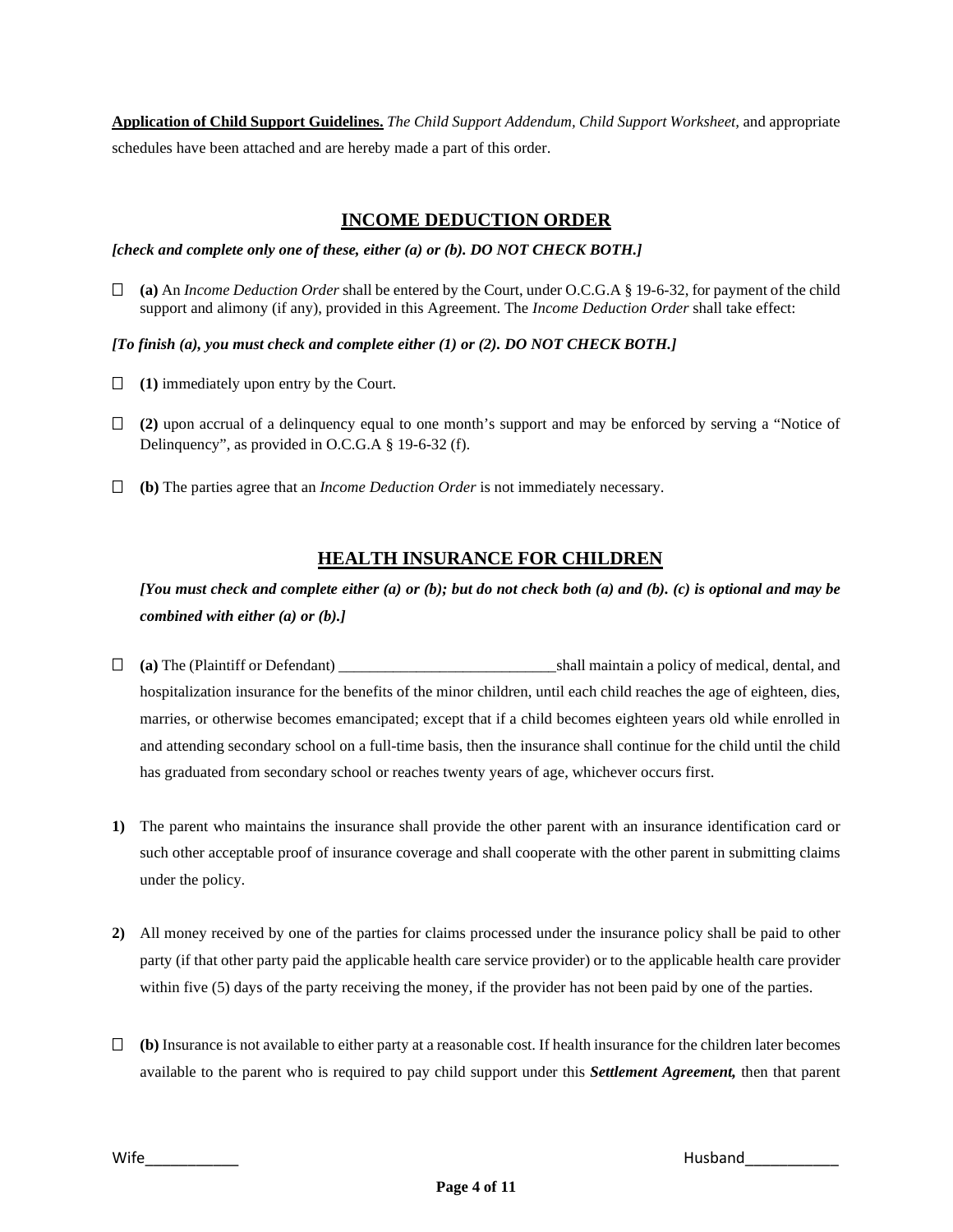**Application of Child Support Guidelines.** *The Child Support Addendum, Child Support Worksheet,* and appropriate schedules have been attached and are hereby made a part of this order.

## INCOME DEDUCTION ORDER

***[check and complete only one of these, either (a) or (b). DO NOT CHECK BOTH.]***

☐ **(a)** An *Income Deduction Order* shall be entered by the Court, under O.C.G.A § 19-6-32, for payment of the child support and alimony (if any), provided in this Agreement. The *Income Deduction Order* shall take effect:

***[To finish (a), you must check and complete either (1) or (2). DO NOT CHECK BOTH.]***

☐ **(1)** immediately upon entry by the Court.

☐ **(2)** upon accrual of a delinquency equal to one month's support and may be enforced by serving a "Notice of Delinquency", as provided in O.C.G.A § 19-6-32 (f).

☐ **(b)** The parties agree that an *Income Deduction Order* is not immediately necessary.

## HEALTH INSURANCE FOR CHILDREN

***[You must check and complete either (a) or (b); but do not check both (a) and (b). (c) is optional and may be combined with either (a) or (b).]***

☐ **(a)** The (Plaintiff or Defendant) ____________________________shall maintain a policy of medical, dental, and hospitalization insurance for the benefits of the minor children, until each child reaches the age of eighteen, dies, marries, or otherwise becomes emancipated; except that if a child becomes eighteen years old while enrolled in and attending secondary school on a full-time basis, then the insurance shall continue for the child until the child has graduated from secondary school or reaches twenty years of age, whichever occurs first.

**1)** The parent who maintains the insurance shall provide the other parent with an insurance identification card or such other acceptable proof of insurance coverage and shall cooperate with the other parent in submitting claims under the policy.

**2)** All money received by one of the parties for claims processed under the insurance policy shall be paid to other party (if that other party paid the applicable health care service provider) or to the applicable health care provider within five (5) days of the party receiving the money, if the provider has not been paid by one of the parties.

☐ **(b)** Insurance is not available to either party at a reasonable cost. If health insurance for the children later becomes available to the parent who is required to pay child support under this ***Settlement Agreement,*** then that parent

Wife___________ Husband___________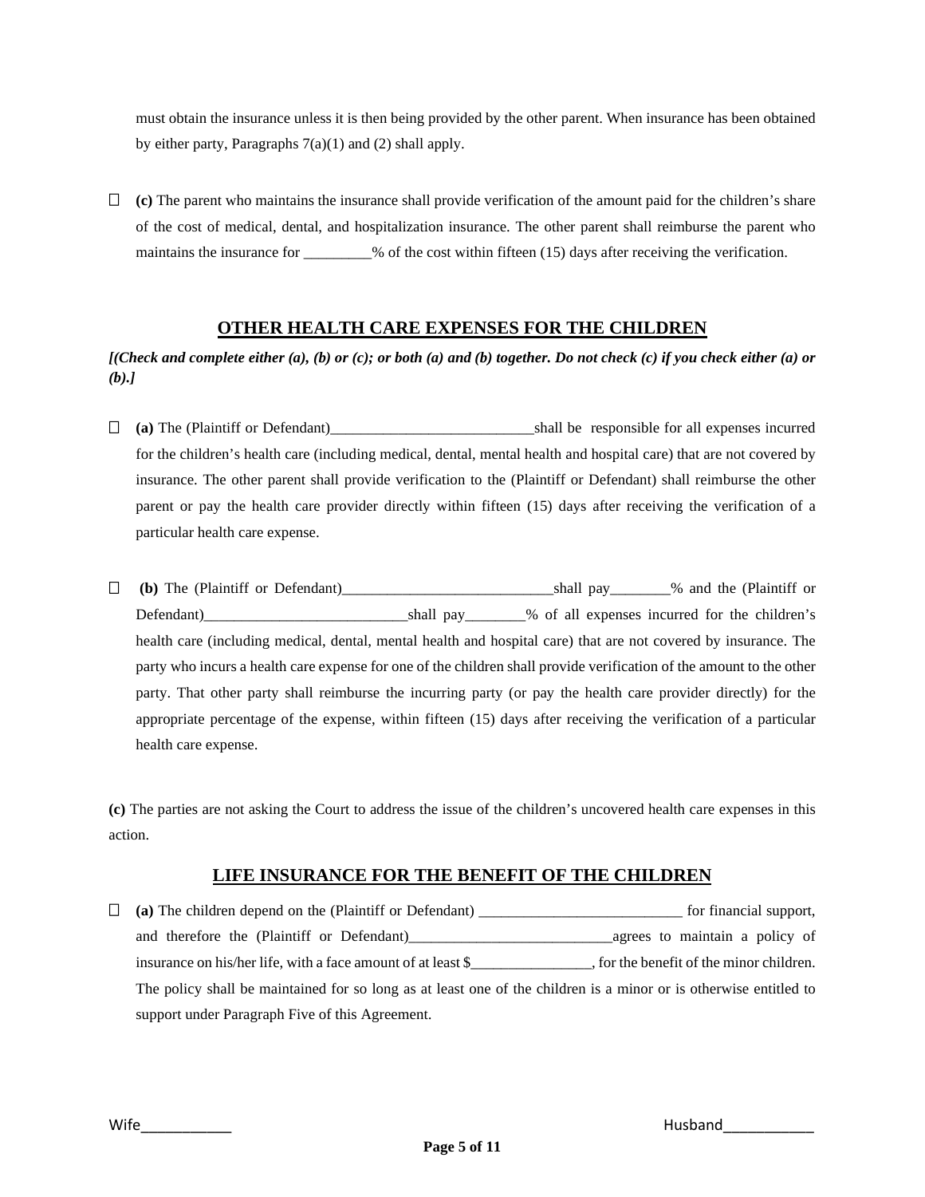must obtain the insurance unless it is then being provided by the other parent. When insurance has been obtained by either party, Paragraphs 7(a)(1) and (2) shall apply.

☐ **(c)** The parent who maintains the insurance shall provide verification of the amount paid for the children's share of the cost of medical, dental, and hospitalization insurance. The other parent shall reimburse the parent who maintains the insurance for _________% of the cost within fifteen (15) days after receiving the verification.

## OTHER HEALTH CARE EXPENSES FOR THE CHILDREN

***[(Check and complete either (a), (b) or (c); or both (a) and (b) together. Do not check (c) if you check either (a) or (b).]***

☐ **(a)** The (Plaintiff or Defendant)___________________________shall be responsible for all expenses incurred for the children's health care (including medical, dental, mental health and hospital care) that are not covered by insurance. The other parent shall provide verification to the (Plaintiff or Defendant) shall reimburse the other parent or pay the health care provider directly within fifteen (15) days after receiving the verification of a particular health care expense.

☐ **(b)** The (Plaintiff or Defendant)____________________________shall pay________% and the (Plaintiff or Defendant)___________________________shall pay________% of all expenses incurred for the children's health care (including medical, dental, mental health and hospital care) that are not covered by insurance. The party who incurs a health care expense for one of the children shall provide verification of the amount to the other party. That other party shall reimburse the incurring party (or pay the health care provider directly) for the appropriate percentage of the expense, within fifteen (15) days after receiving the verification of a particular health care expense.

**(c)** The parties are not asking the Court to address the issue of the children's uncovered health care expenses in this action.

## LIFE INSURANCE FOR THE BENEFIT OF THE CHILDREN

☐ **(a)** The children depend on the (Plaintiff or Defendant) ___________________________ for financial support, and therefore the (Plaintiff or Defendant)___________________________agrees to maintain a policy of insurance on his/her life, with a face amount of at least $________________, for the benefit of the minor children. The policy shall be maintained for so long as at least one of the children is a minor or is otherwise entitled to support under Paragraph Five of this Agreement.

Wife___________ Husband___________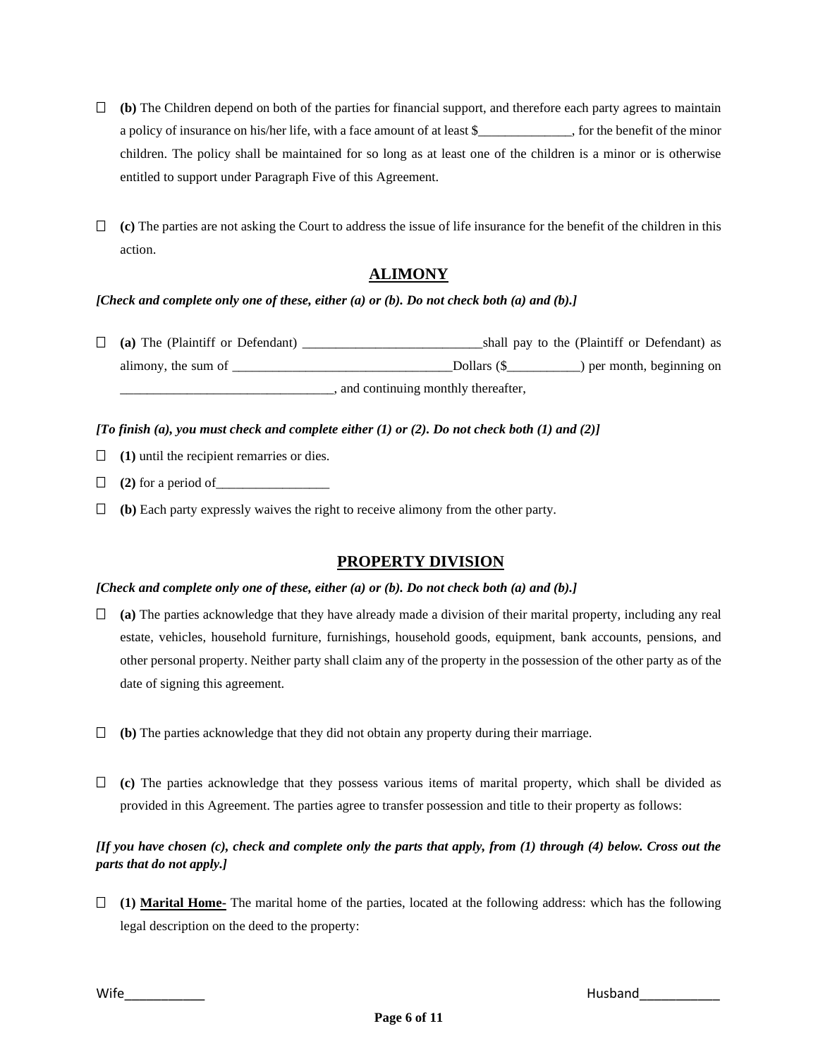☐ **(b)** The Children depend on both of the parties for financial support, and therefore each party agrees to maintain a policy of insurance on his/her life, with a face amount of at least $______________, for the benefit of the minor children. The policy shall be maintained for so long as at least one of the children is a minor or is otherwise entitled to support under Paragraph Five of this Agreement.

☐ **(c)** The parties are not asking the Court to address the issue of life insurance for the benefit of the children in this action.

## ALIMONY

***[Check and complete only one of these, either (a) or (b). Do not check both (a) and (b).]***

☐ **(a)** The (Plaintiff or Defendant) ___________________________shall pay to the (Plaintiff or Defendant) as alimony, the sum of _________________________________Dollars ($___________) per month, beginning on ________________________________, and continuing monthly thereafter,

***[To finish (a), you must check and complete either (1) or (2). Do not check both (1) and (2)]***

☐ **(1)** until the recipient remarries or dies.

☐ **(2)** for a period of_________________

☐ **(b)** Each party expressly waives the right to receive alimony from the other party.

## PROPERTY DIVISION

***[Check and complete only one of these, either (a) or (b). Do not check both (a) and (b).]***

☐ **(a)** The parties acknowledge that they have already made a division of their marital property, including any real estate, vehicles, household furniture, furnishings, household goods, equipment, bank accounts, pensions, and other personal property. Neither party shall claim any of the property in the possession of the other party as of the date of signing this agreement.

☐ **(b)** The parties acknowledge that they did not obtain any property during their marriage.

☐ **(c)** The parties acknowledge that they possess various items of marital property, which shall be divided as provided in this Agreement. The parties agree to transfer possession and title to their property as follows:

***[If you have chosen (c), check and complete only the parts that apply, from (1) through (4) below. Cross out the parts that do not apply.]***

☐ **(1) Marital Home-** The marital home of the parties, located at the following address: which has the following legal description on the deed to the property:

Wife___________ Husband___________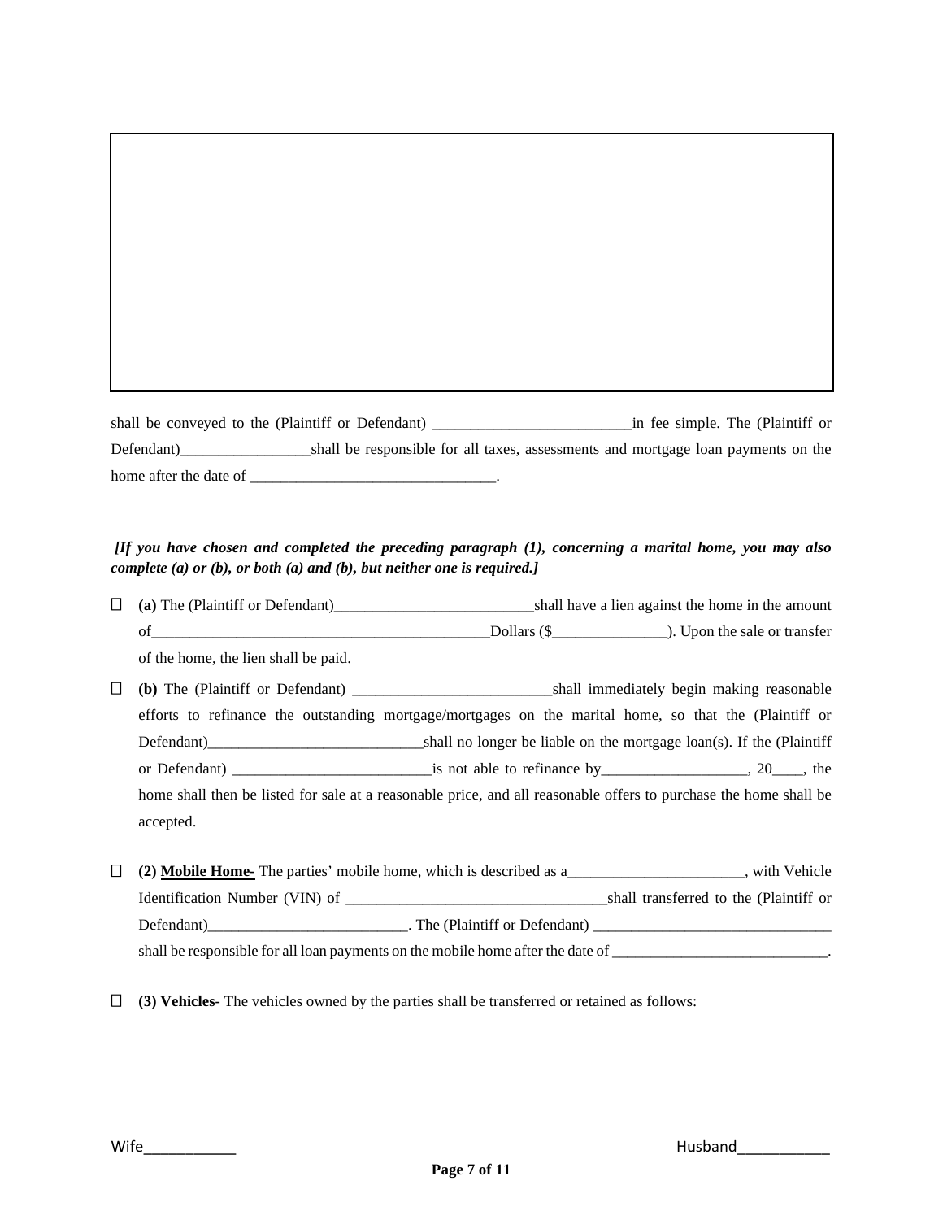shall be conveyed to the (Plaintiff or Defendant) __________________________in fee simple. The (Plaintiff or Defendant)_________________shall be responsible for all taxes, assessments and mortgage loan payments on the home after the date of ________________________________.

***[If you have chosen and completed the preceding paragraph (1), concerning a marital home, you may also complete (a) or (b), or both (a) and (b), but neither one is required.]***

☐ **(a)** The (Plaintiff or Defendant)__________________________shall have a lien against the home in the amount of____________________________________________Dollars ($_______________). Upon the sale or transfer of the home, the lien shall be paid.

☐ **(b)** The (Plaintiff or Defendant) __________________________shall immediately begin making reasonable efforts to refinance the outstanding mortgage/mortgages on the marital home, so that the (Plaintiff or Defendant)____________________________shall no longer be liable on the mortgage loan(s). If the (Plaintiff or Defendant) __________________________is not able to refinance by___________________, 20____, the home shall then be listed for sale at a reasonable price, and all reasonable offers to purchase the home shall be accepted.

☐ **(2) <u>Mobile Home-</u>** The parties' mobile home, which is described as a_______________________, with Vehicle Identification Number (VIN) of __________________________________shall transferred to the (Plaintiff or Defendant)__________________________. The (Plaintiff or Defendant) _______________________________ shall be responsible for all loan payments on the mobile home after the date of ____________________________.

☐ **(3) Vehicles-** The vehicles owned by the parties shall be transferred or retained as follows:

Wife___________ Husband___________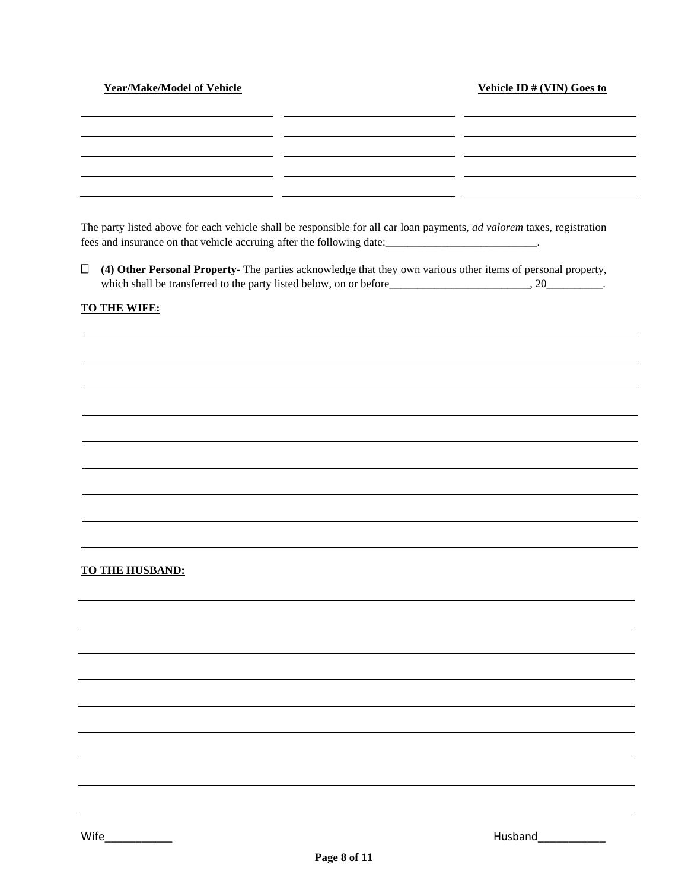| Year/Make/Model of Vehicle | Vehicle ID # (VIN) | Goes to |
|---|---|---|
| | | |
| | | |
| | | |
| | | |
| | | |

The party listed above for each vehicle shall be responsible for all car loan payments, *ad valorem* taxes, registration fees and insurance on that vehicle accruing after the following date:___________________________.

☐ **(4) Other Personal Property**- The parties acknowledge that they own various other items of personal property, which shall be transferred to the party listed below, on or before_________________________, 20__________.

**TO THE WIFE:**

________________________________________________________________________________

________________________________________________________________________________

________________________________________________________________________________

________________________________________________________________________________

________________________________________________________________________________

________________________________________________________________________________

________________________________________________________________________________

________________________________________________________________________________

**TO THE HUSBAND:**

________________________________________________________________________________

________________________________________________________________________________

________________________________________________________________________________

________________________________________________________________________________

________________________________________________________________________________

________________________________________________________________________________

________________________________________________________________________________

________________________________________________________________________________

Wife___________ Husband___________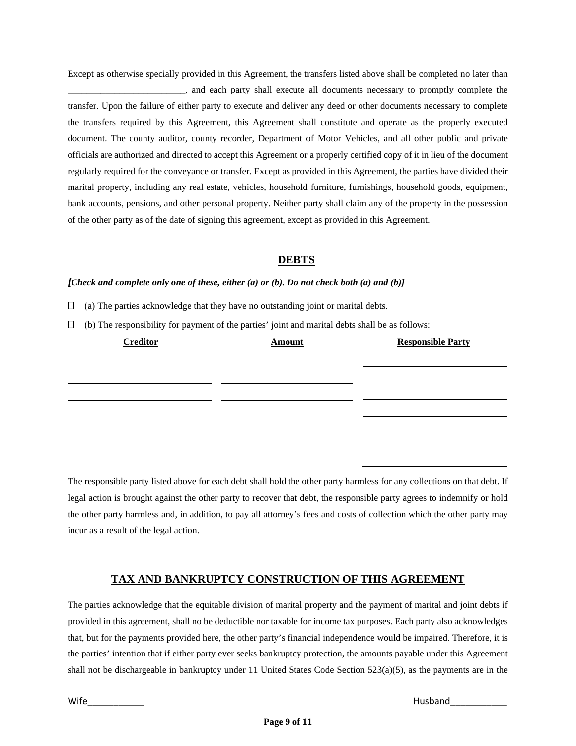Except as otherwise specially provided in this Agreement, the transfers listed above shall be completed no later than _________________________, and each party shall execute all documents necessary to promptly complete the transfer. Upon the failure of either party to execute and deliver any deed or other documents necessary to complete the transfers required by this Agreement, this Agreement shall constitute and operate as the properly executed document. The county auditor, county recorder, Department of Motor Vehicles, and all other public and private officials are authorized and directed to accept this Agreement or a properly certified copy of it in lieu of the document regularly required for the conveyance or transfer. Except as provided in this Agreement, the parties have divided their marital property, including any real estate, vehicles, household furniture, furnishings, household goods, equipment, bank accounts, pensions, and other personal property. Neither party shall claim any of the property in the possession of the other party as of the date of signing this agreement, except as provided in this Agreement.

## DEBTS

***[Check and complete only one of these, either (a) or (b). Do not check both (a) and (b)]***

☐ (a) The parties acknowledge that they have no outstanding joint or marital debts.

☐ (b) The responsibility for payment of the parties' joint and marital debts shall be as follows:

| Creditor | Amount | Responsible Party |
|---|---|---|
| | | |
| | | |
| | | |
| | | |
| | | |
| | | |
| | | |

The responsible party listed above for each debt shall hold the other party harmless for any collections on that debt. If legal action is brought against the other party to recover that debt, the responsible party agrees to indemnify or hold the other party harmless and, in addition, to pay all attorney's fees and costs of collection which the other party may incur as a result of the legal action.

## TAX AND BANKRUPTCY CONSTRUCTION OF THIS AGREEMENT

The parties acknowledge that the equitable division of marital property and the payment of marital and joint debts if provided in this agreement, shall no be deductible nor taxable for income tax purposes. Each party also acknowledges that, but for the payments provided here, the other party's financial independence would be impaired. Therefore, it is the parties' intention that if either party ever seeks bankruptcy protection, the amounts payable under this Agreement shall not be dischargeable in bankruptcy under 11 United States Code Section 523(a)(5), as the payments are in the

Wife___________ Husband___________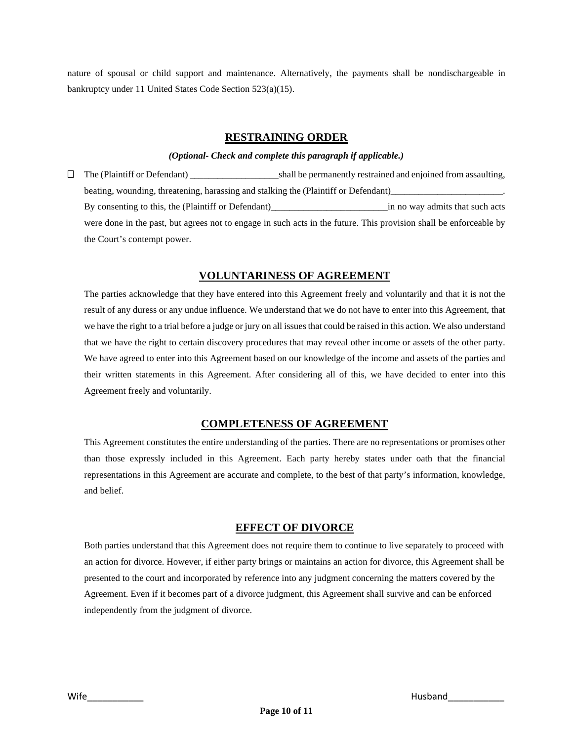nature of spousal or child support and maintenance. Alternatively, the payments shall be nondischargeable in bankruptcy under 11 United States Code Section 523(a)(15).

## RESTRAINING ORDER

***(Optional- Check and complete this paragraph if applicable.)***

☐ The (Plaintiff or Defendant) ___________________shall be permanently restrained and enjoined from assaulting, beating, wounding, threatening, harassing and stalking the (Plaintiff or Defendant)________________________. By consenting to this, the (Plaintiff or Defendant)_________________________in no way admits that such acts were done in the past, but agrees not to engage in such acts in the future. This provision shall be enforceable by the Court's contempt power.

## VOLUNTARINESS OF AGREEMENT

The parties acknowledge that they have entered into this Agreement freely and voluntarily and that it is not the result of any duress or any undue influence. We understand that we do not have to enter into this Agreement, that we have the right to a trial before a judge or jury on all issues that could be raised in this action. We also understand that we have the right to certain discovery procedures that may reveal other income or assets of the other party. We have agreed to enter into this Agreement based on our knowledge of the income and assets of the parties and their written statements in this Agreement. After considering all of this, we have decided to enter into this Agreement freely and voluntarily.

## COMPLETENESS OF AGREEMENT

This Agreement constitutes the entire understanding of the parties. There are no representations or promises other than those expressly included in this Agreement. Each party hereby states under oath that the financial representations in this Agreement are accurate and complete, to the best of that party's information, knowledge, and belief.

## EFFECT OF DIVORCE

Both parties understand that this Agreement does not require them to continue to live separately to proceed with an action for divorce. However, if either party brings or maintains an action for divorce, this Agreement shall be presented to the court and incorporated by reference into any judgment concerning the matters covered by the Agreement. Even if it becomes part of a divorce judgment, this Agreement shall survive and can be enforced independently from the judgment of divorce.

Wife___________ Husband___________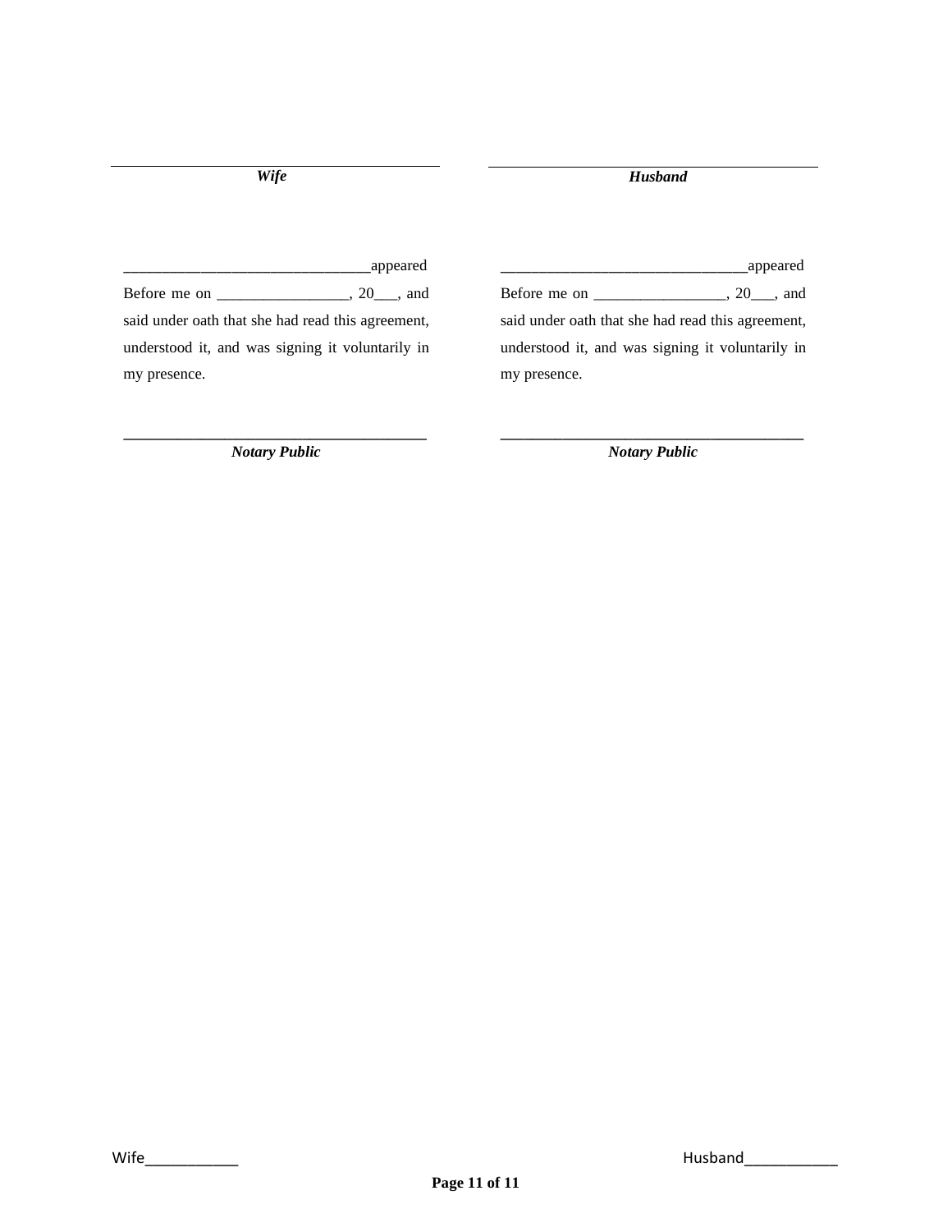\_\_\_\_\_\_\_\_\_\_\_\_\_\_\_\_\_\_\_\_\_\_\_\_\_\_\_\_\_\_\_\_\_\_\_\_\_\_\_\_

***Wife***

\_\_\_\_\_\_\_\_\_\_\_\_\_\_\_\_\_\_\_\_\_\_\_\_\_\_\_\_\_\_\_appeared Before me on \_\_\_\_\_\_\_\_\_\_\_\_\_\_\_\_\_, 20\_\_\_, and said under oath that she had read this agreement, understood it, and was signing it voluntarily in my presence.

\_\_\_\_\_\_\_\_\_\_\_\_\_\_\_\_\_\_\_\_\_\_\_\_\_\_\_\_\_\_\_\_\_\_\_\_\_\_\_\_

***Notary Public***

\_\_\_\_\_\_\_\_\_\_\_\_\_\_\_\_\_\_\_\_\_\_\_\_\_\_\_\_\_\_\_\_\_\_\_\_\_\_\_\_

***Husband***

\_\_\_\_\_\_\_\_\_\_\_\_\_\_\_\_\_\_\_\_\_\_\_\_\_\_\_\_\_\_\_appeared Before me on \_\_\_\_\_\_\_\_\_\_\_\_\_\_\_\_\_, 20\_\_\_, and said under oath that she had read this agreement, understood it, and was signing it voluntarily in my presence.

\_\_\_\_\_\_\_\_\_\_\_\_\_\_\_\_\_\_\_\_\_\_\_\_\_\_\_\_\_\_\_\_\_\_\_\_\_\_\_\_

***Notary Public***